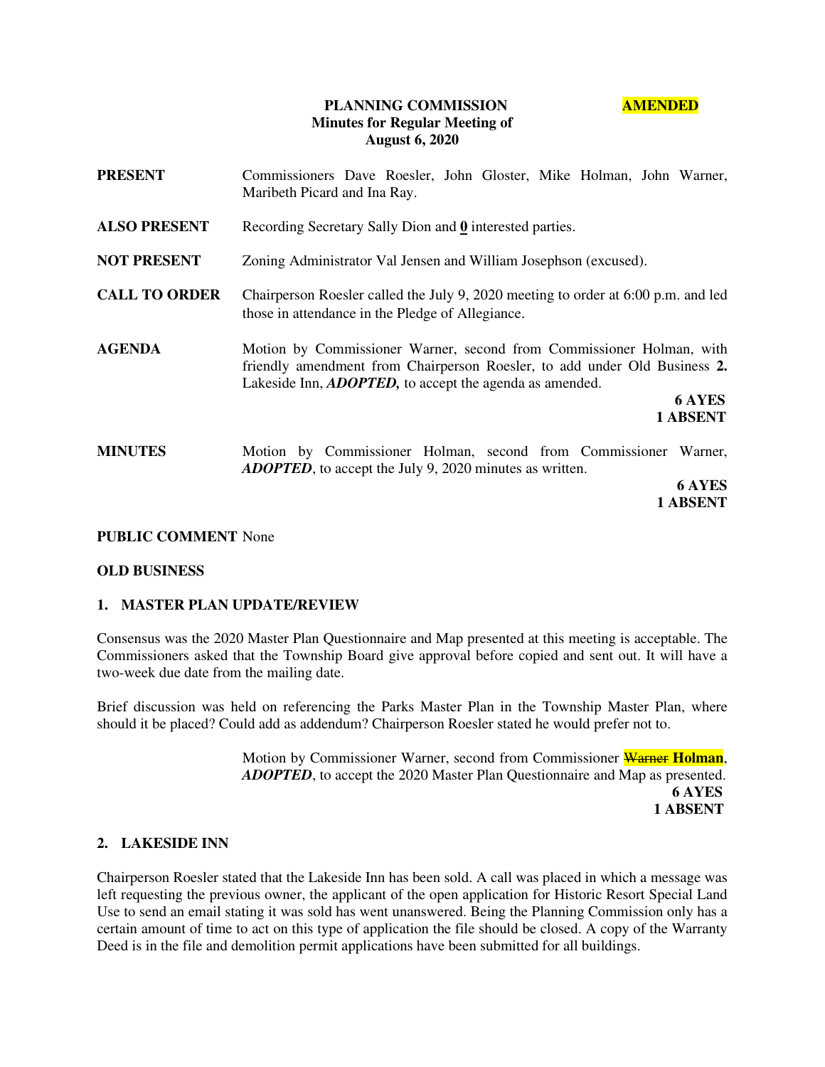**PLANNING COMMISSION** **AMENDED**
**Minutes for Regular Meeting of**
**August 6, 2020**

**PRESENT** Commissioners Dave Roesler, John Gloster, Mike Holman, John Warner, Maribeth Picard and Ina Ray.

**ALSO PRESENT** Recording Secretary Sally Dion and **0** interested parties.

**NOT PRESENT** Zoning Administrator Val Jensen and William Josephson (excused).

**CALL TO ORDER** Chairperson Roesler called the July 9, 2020 meeting to order at 6:00 p.m. and led those in attendance in the Pledge of Allegiance.

**AGENDA** Motion by Commissioner Warner, second from Commissioner Holman, with friendly amendment from Chairperson Roesler, to add under Old Business **2.** Lakeside Inn, ***ADOPTED,*** to accept the agenda as amended.

**6 AYES**
**1 ABSENT**

**MINUTES** Motion by Commissioner Holman, second from Commissioner Warner, ***ADOPTED***, to accept the July 9, 2020 minutes as written.

**6 AYES**
**1 ABSENT**

**PUBLIC COMMENT** None

**OLD BUSINESS**

**1. MASTER PLAN UPDATE/REVIEW**

Consensus was the 2020 Master Plan Questionnaire and Map presented at this meeting is acceptable. The Commissioners asked that the Township Board give approval before copied and sent out. It will have a two-week due date from the mailing date.

Brief discussion was held on referencing the Parks Master Plan in the Township Master Plan, where should it be placed? Could add as addendum? Chairperson Roesler stated he would prefer not to.

Motion by Commissioner Warner, second from Commissioner ~~Warner~~ **Holman**, ***ADOPTED***, to accept the 2020 Master Plan Questionnaire and Map as presented.

**6 AYES**
**1 ABSENT**

**2. LAKESIDE INN**

Chairperson Roesler stated that the Lakeside Inn has been sold. A call was placed in which a message was left requesting the previous owner, the applicant of the open application for Historic Resort Special Land Use to send an email stating it was sold has went unanswered. Being the Planning Commission only has a certain amount of time to act on this type of application the file should be closed. A copy of the Warranty Deed is in the file and demolition permit applications have been submitted for all buildings.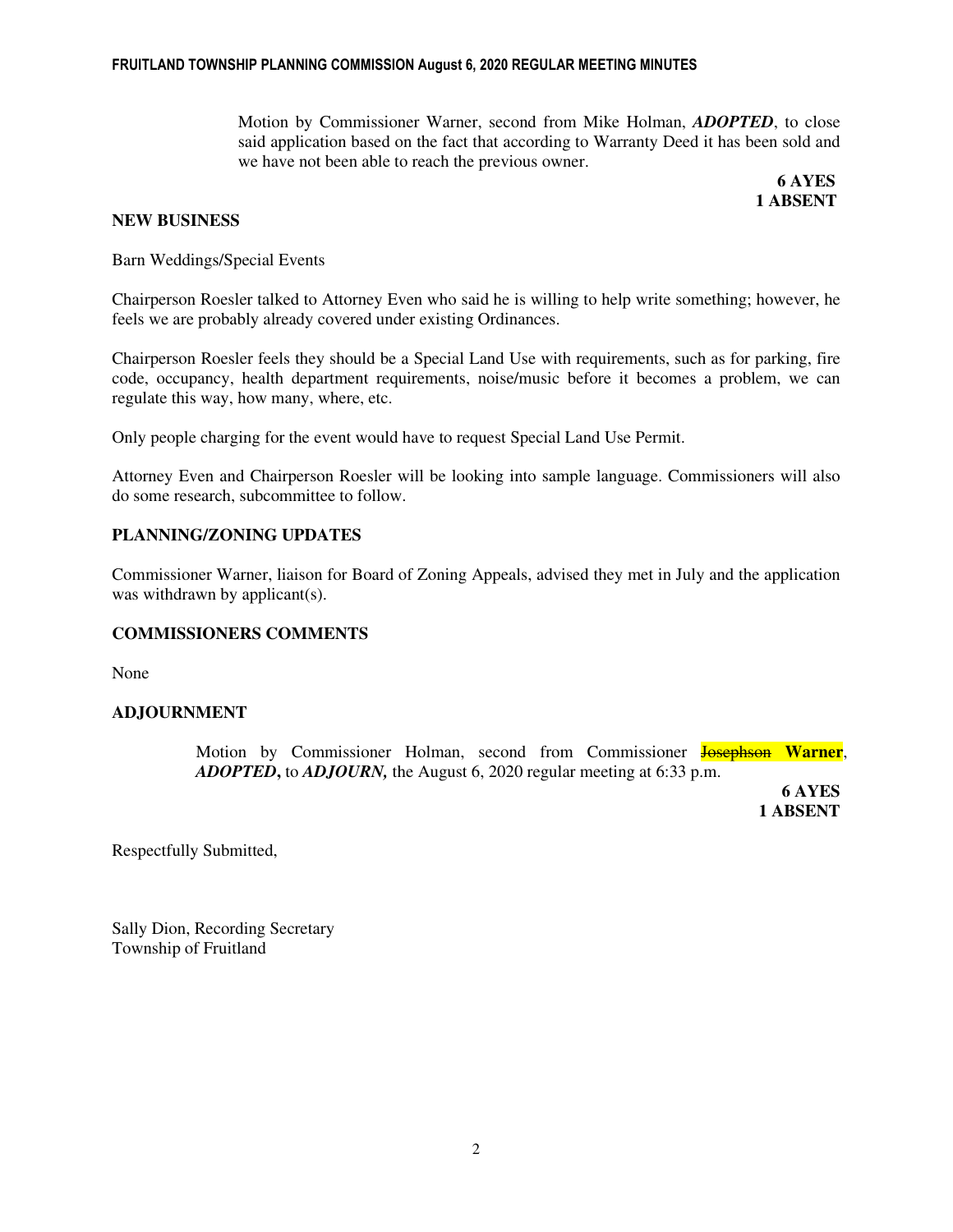Motion by Commissioner Warner, second from Mike Holman, ***ADOPTED***, to close said application based on the fact that according to Warranty Deed it has been sold and we have not been able to reach the previous owner.

**6 AYES**
**1 ABSENT**

**NEW BUSINESS**

Barn Weddings/Special Events

Chairperson Roesler talked to Attorney Even who said he is willing to help write something; however, he feels we are probably already covered under existing Ordinances.

Chairperson Roesler feels they should be a Special Land Use with requirements, such as for parking, fire code, occupancy, health department requirements, noise/music before it becomes a problem, we can regulate this way, how many, where, etc.

Only people charging for the event would have to request Special Land Use Permit.

Attorney Even and Chairperson Roesler will be looking into sample language. Commissioners will also do some research, subcommittee to follow.

**PLANNING/ZONING UPDATES**

Commissioner Warner, liaison for Board of Zoning Appeals, advised they met in July and the application was withdrawn by applicant(s).

**COMMISSIONERS COMMENTS**

None

**ADJOURNMENT**

Motion by Commissioner Holman, second from Commissioner ~~Josephson~~ **Warner**, ***ADOPTED*****,** to ***ADJOURN,*** the August 6, 2020 regular meeting at 6:33 p.m.

**6 AYES**
**1 ABSENT**

Respectfully Submitted,

Sally Dion, Recording Secretary
Township of Fruitland